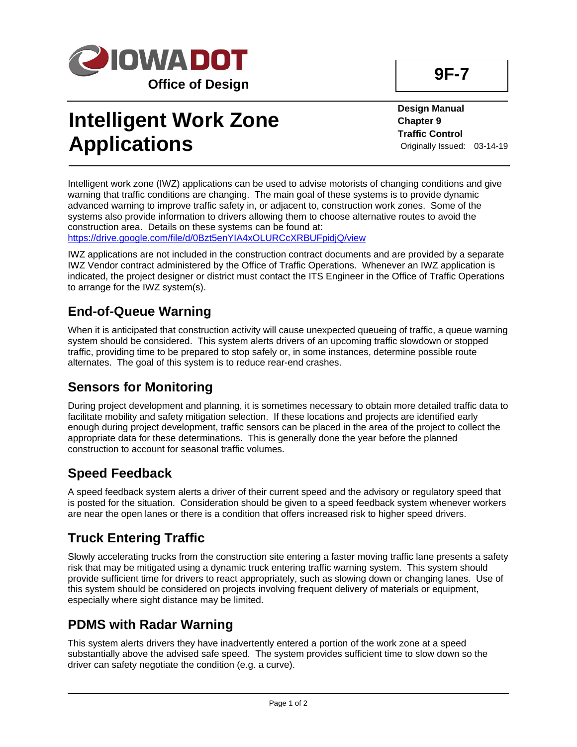**Office of Design**

**9F-7**

# Intelligent Work Zone Applications

**Design Manual**
**Chapter 9**
**Traffic Control**
Originally Issued: 03-14-19

Intelligent work zone (IWZ) applications can be used to advise motorists of changing conditions and give warning that traffic conditions are changing. The main goal of these systems is to provide dynamic advanced warning to improve traffic safety in, or adjacent to, construction work zones. Some of the systems also provide information to drivers allowing them to choose alternative routes to avoid the construction area. Details on these systems can be found at:
https://drive.google.com/file/d/0Bzt5enYIA4xOLURCcXRBUFpidjQ/view

IWZ applications are not included in the construction contract documents and are provided by a separate IWZ Vendor contract administered by the Office of Traffic Operations. Whenever an IWZ application is indicated, the project designer or district must contact the ITS Engineer in the Office of Traffic Operations to arrange for the IWZ system(s).

## End-of-Queue Warning

When it is anticipated that construction activity will cause unexpected queueing of traffic, a queue warning system should be considered. This system alerts drivers of an upcoming traffic slowdown or stopped traffic, providing time to be prepared to stop safely or, in some instances, determine possible route alternates. The goal of this system is to reduce rear-end crashes.

## Sensors for Monitoring

During project development and planning, it is sometimes necessary to obtain more detailed traffic data to facilitate mobility and safety mitigation selection. If these locations and projects are identified early enough during project development, traffic sensors can be placed in the area of the project to collect the appropriate data for these determinations. This is generally done the year before the planned construction to account for seasonal traffic volumes.

## Speed Feedback

A speed feedback system alerts a driver of their current speed and the advisory or regulatory speed that is posted for the situation. Consideration should be given to a speed feedback system whenever workers are near the open lanes or there is a condition that offers increased risk to higher speed drivers.

## Truck Entering Traffic

Slowly accelerating trucks from the construction site entering a faster moving traffic lane presents a safety risk that may be mitigated using a dynamic truck entering traffic warning system. This system should provide sufficient time for drivers to react appropriately, such as slowing down or changing lanes. Use of this system should be considered on projects involving frequent delivery of materials or equipment, especially where sight distance may be limited.

## PDMS with Radar Warning

This system alerts drivers they have inadvertently entered a portion of the work zone at a speed substantially above the advised safe speed. The system provides sufficient time to slow down so the driver can safety negotiate the condition (e.g. a curve).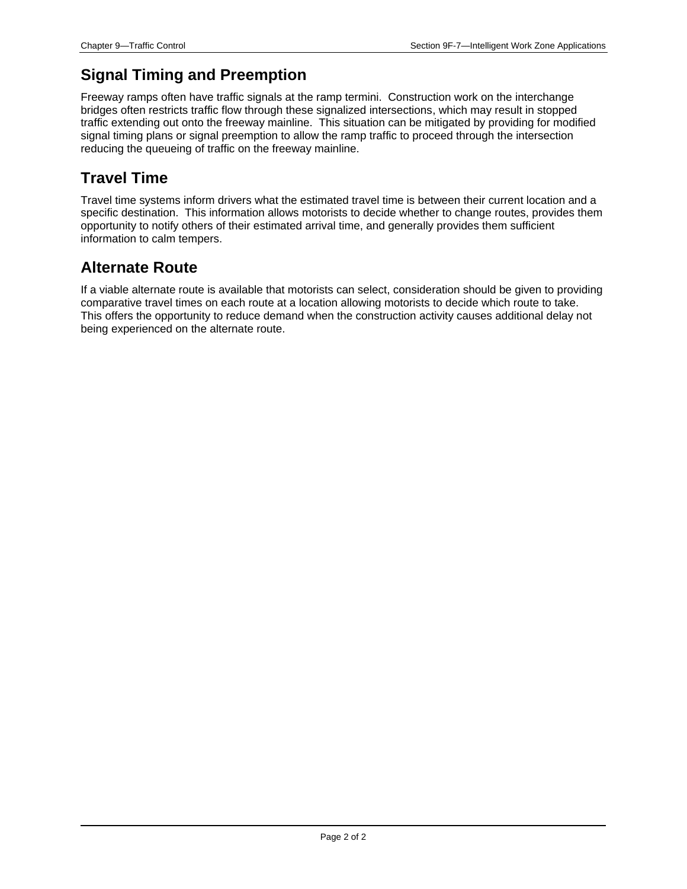## Signal Timing and Preemption

Freeway ramps often have traffic signals at the ramp termini. Construction work on the interchange bridges often restricts traffic flow through these signalized intersections, which may result in stopped traffic extending out onto the freeway mainline. This situation can be mitigated by providing for modified signal timing plans or signal preemption to allow the ramp traffic to proceed through the intersection reducing the queueing of traffic on the freeway mainline.

## Travel Time

Travel time systems inform drivers what the estimated travel time is between their current location and a specific destination. This information allows motorists to decide whether to change routes, provides them opportunity to notify others of their estimated arrival time, and generally provides them sufficient information to calm tempers.

## Alternate Route

If a viable alternate route is available that motorists can select, consideration should be given to providing comparative travel times on each route at a location allowing motorists to decide which route to take. This offers the opportunity to reduce demand when the construction activity causes additional delay not being experienced on the alternate route.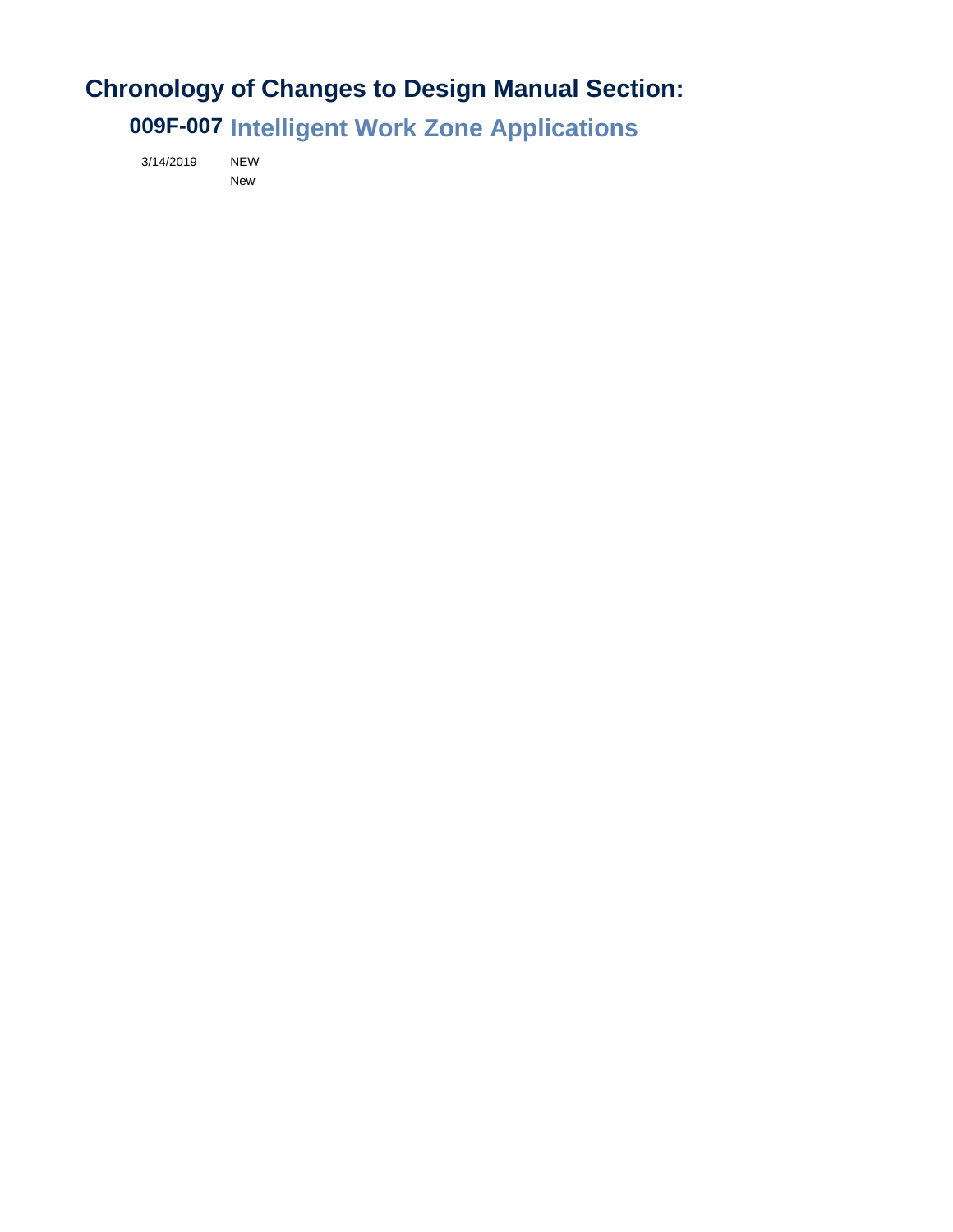# Chronology of Changes to Design Manual Section:

## 009F-007 Intelligent Work Zone Applications

| | |
|---|---|
| 3/14/2019 | NEW |
| | New |